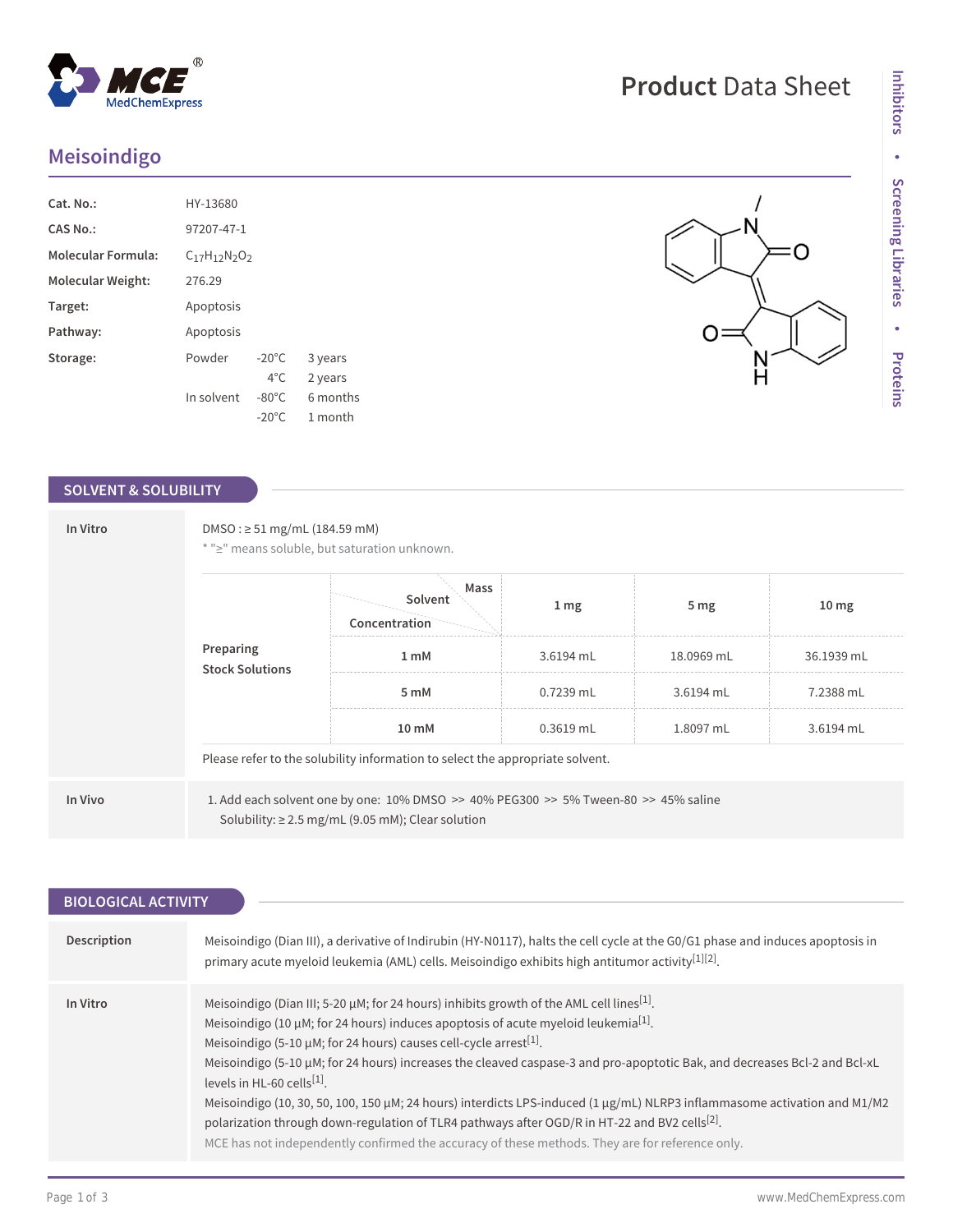# Meisoindigo

| | | | |
|---|---|---|---|
| **Cat. No.:** | HY-13680 | | |
| **CAS No.:** | 97207-47-1 | | |
| **Molecular Formula:** | $C_{17}H_{12}N_2O_2$ | | |
| **Molecular Weight:** | 276.29 | | |
| **Target:** | Apoptosis | | |
| **Pathway:** | Apoptosis | | |
| **Storage:** | Powder | -20°C | 3 years |
| | | 4°C | 2 years |
| | In solvent | -80°C | 6 months |
| | | -20°C | 1 month |

## SOLVENT & SOLUBILITY

### In Vitro

DMSO : ≥ 51 mg/mL (184.59 mM)

* "≥" means soluble, but saturation unknown.

| Preparing Stock Solutions | Concentration / Solvent / Mass | 1 mg | 5 mg | 10 mg |
|---|---|---|---|---|
| | 1 mM | 3.6194 mL | 18.0969 mL | 36.1939 mL |
| | 5 mM | 0.7239 mL | 3.6194 mL | 7.2388 mL |
| | 10 mM | 0.3619 mL | 1.8097 mL | 3.6194 mL |

Please refer to the solubility information to select the appropriate solvent.

### In Vivo

1. Add each solvent one by one: 10% DMSO >> 40% PEG300 >> 5% Tween-80 >> 45% saline
   Solubility: ≥ 2.5 mg/mL (9.05 mM); Clear solution

## BIOLOGICAL ACTIVITY

### Description

Meisoindigo (Dian III), a derivative of Indirubin (HY-N0117), halts the cell cycle at the G0/G1 phase and induces apoptosis in primary acute myeloid leukemia (AML) cells. Meisoindigo exhibits high antitumor activity[1][2].

### In Vitro

Meisoindigo (Dian III; 5-20 μM; for 24 hours) inhibits growth of the AML cell lines[1].
Meisoindigo (10 μM; for 24 hours) induces apoptosis of acute myeloid leukemia[1].
Meisoindigo (5-10 μM; for 24 hours) causes cell-cycle arrest[1].
Meisoindigo (5-10 μM; for 24 hours) increases the cleaved caspase-3 and pro-apoptotic Bak, and decreases Bcl-2 and Bcl-xL levels in HL-60 cells[1].
Meisoindigo (10, 30, 50, 100, 150 μM; 24 hours) interdicts LPS-induced (1 μg/mL) NLRP3 inflammasome activation and M1/M2 polarization through down-regulation of TLR4 pathways after OGD/R in HT-22 and BV2 cells[2].
MCE has not independently confirmed the accuracy of these methods. They are for reference only.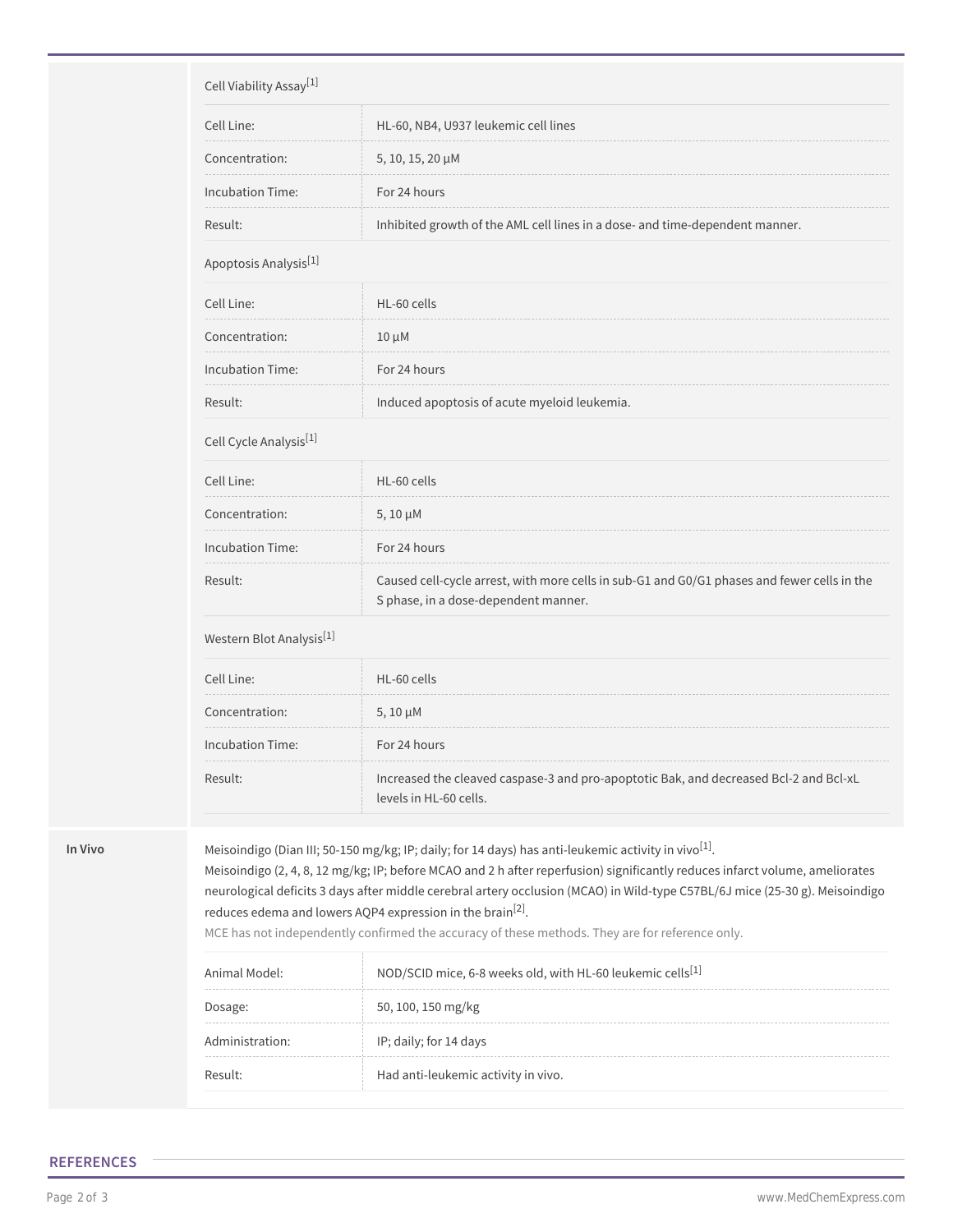Cell Viability Assay[1]

| | |
|---|---|
| Cell Line: | HL-60, NB4, U937 leukemic cell lines |
| Concentration: | 5, 10, 15, 20 μM |
| Incubation Time: | For 24 hours |
| Result: | Inhibited growth of the AML cell lines in a dose- and time-dependent manner. |

Apoptosis Analysis[1]

| | |
|---|---|
| Cell Line: | HL-60 cells |
| Concentration: | 10 μM |
| Incubation Time: | For 24 hours |
| Result: | Induced apoptosis of acute myeloid leukemia. |

Cell Cycle Analysis[1]

| | |
|---|---|
| Cell Line: | HL-60 cells |
| Concentration: | 5, 10 μM |
| Incubation Time: | For 24 hours |
| Result: | Caused cell-cycle arrest, with more cells in sub-G1 and G0/G1 phases and fewer cells in the S phase, in a dose-dependent manner. |

Western Blot Analysis[1]

| | |
|---|---|
| Cell Line: | HL-60 cells |
| Concentration: | 5, 10 μM |
| Incubation Time: | For 24 hours |
| Result: | Increased the cleaved caspase-3 and pro-apoptotic Bak, and decreased Bcl-2 and Bcl-xL levels in HL-60 cells. |

**In Vivo**

Meisoindigo (Dian III; 50-150 mg/kg; IP; daily; for 14 days) has anti-leukemic activity in vivo[1].
Meisoindigo (2, 4, 8, 12 mg/kg; IP; before MCAO and 2 h after reperfusion) significantly reduces infarct volume, ameliorates neurological deficits 3 days after middle cerebral artery occlusion (MCAO) in Wild-type C57BL/6J mice (25-30 g). Meisoindigo reduces edema and lowers AQP4 expression in the brain[2].
MCE has not independently confirmed the accuracy of these methods. They are for reference only.

| | |
|---|---|
| Animal Model: | NOD/SCID mice, 6-8 weeks old, with HL-60 leukemic cells[1] |
| Dosage: | 50, 100, 150 mg/kg |
| Administration: | IP; daily; for 14 days |
| Result: | Had anti-leukemic activity in vivo. |

## REFERENCES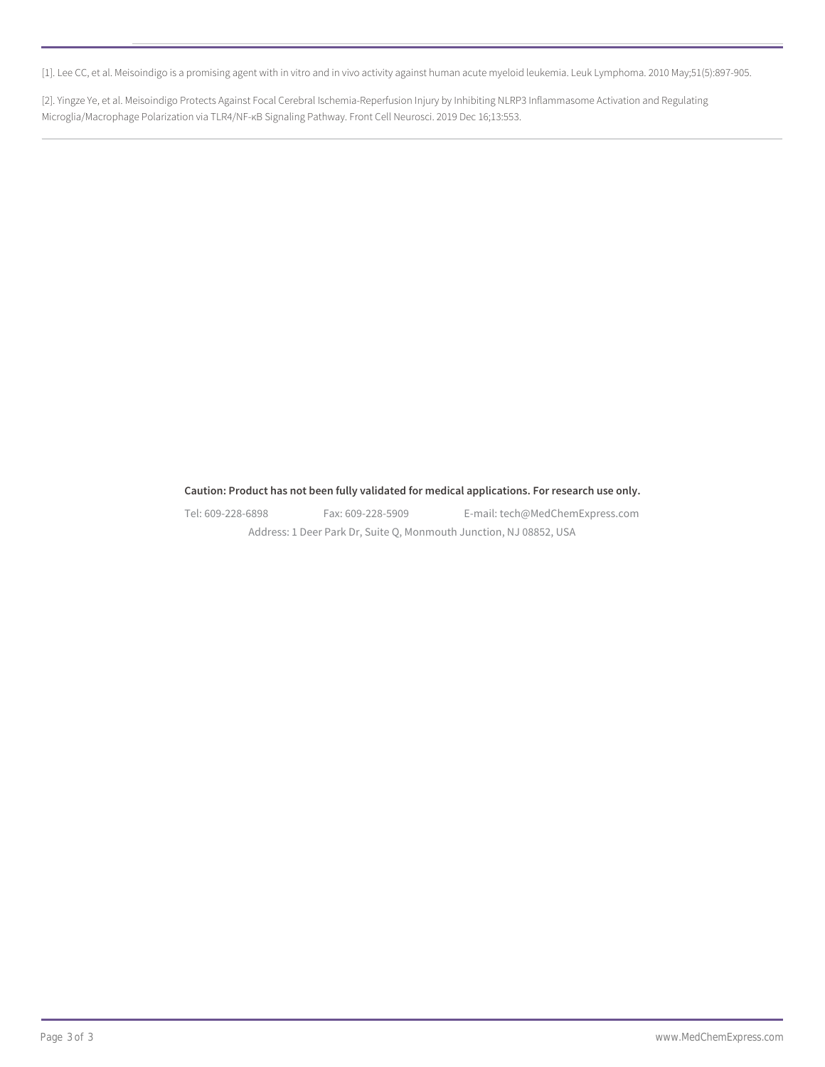[1]. Lee CC, et al. Meisoindigo is a promising agent with in vitro and in vivo activity against human acute myeloid leukemia. Leuk Lymphoma. 2010 May;51(5):897-905.

[2]. Yingze Ye, et al. Meisoindigo Protects Against Focal Cerebral Ischemia-Reperfusion Injury by Inhibiting NLRP3 Inflammasome Activation and Regulating Microglia/Macrophage Polarization via TLR4/NF-κB Signaling Pathway. Front Cell Neurosci. 2019 Dec 16;13:553.

**Caution: Product has not been fully validated for medical applications. For research use only.**

Tel: 609-228-6898 Fax: 609-228-5909 E-mail: tech@MedChemExpress.com

Address: 1 Deer Park Dr, Suite Q, Monmouth Junction, NJ 08852, USA